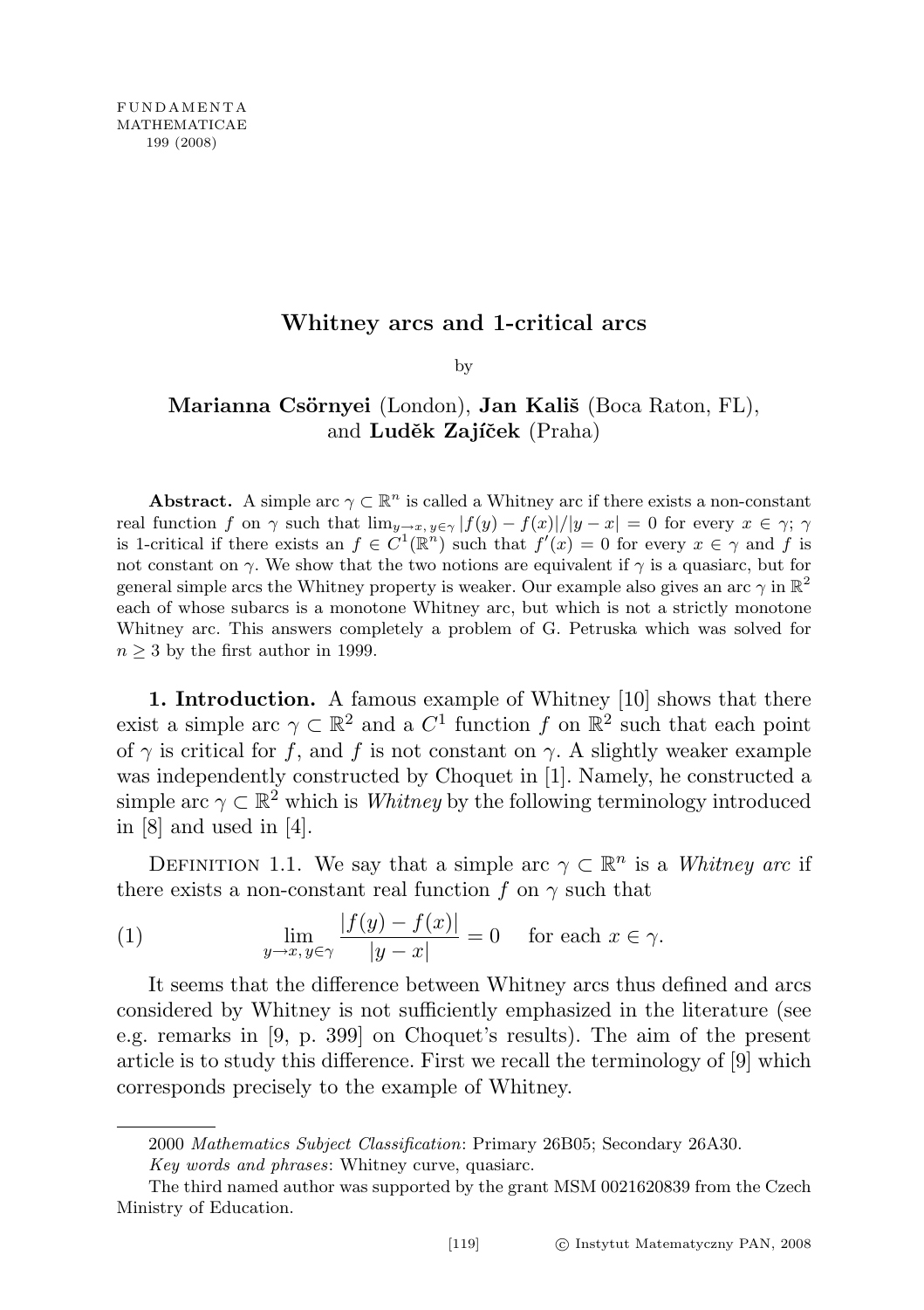# Whitney arcs and 1-critical arcs

by

**Marianna Csörnyei** (London), **Jan Kališ** (Boca Raton, FL), and **Luděk Zajíček** (Praha)

**Abstract.** A simple arc $\gamma \subset \mathbb{R}^n$ is called a Whitney arc if there exists a non-constant real function $f$ on $\gamma$ such that $\lim_{y \to x,\, y \in \gamma} |f(y) - f(x)|/|y - x| = 0$ for every $x \in \gamma$; $\gamma$ is 1-critical if there exists an $f \in C^1(\mathbb{R}^n)$ such that $f'(x) = 0$ for every $x \in \gamma$ and $f$ is not constant on $\gamma$. We show that the two notions are equivalent if $\gamma$ is a quasiarc, but for general simple arcs the Whitney property is weaker. Our example also gives an arc $\gamma$ in $\mathbb{R}^2$ each of whose subarcs is a monotone Whitney arc, but which is not a strictly monotone Whitney arc. This answers completely a problem of G. Petruska which was solved for $n \geq 3$ by the first author in 1999.

**1. Introduction.** A famous example of Whitney [10] shows that there exist a simple arc $\gamma \subset \mathbb{R}^2$ and a $C^1$ function $f$ on $\mathbb{R}^2$ such that each point of $\gamma$ is critical for $f$, and $f$ is not constant on $\gamma$. A slightly weaker example was independently constructed by Choquet in [1]. Namely, he constructed a simple arc $\gamma \subset \mathbb{R}^2$ which is *Whitney* by the following terminology introduced in [8] and used in [4].

Definition 1.1. We say that a simple arc $\gamma \subset \mathbb{R}^n$ is a *Whitney arc* if there exists a non-constant real function $f$ on $\gamma$ such that

$$\lim_{y \to x,\, y \in \gamma} \frac{|f(y) - f(x)|}{|y - x|} = 0 \quad \text{for each } x \in \gamma. \tag{1}$$

It seems that the difference between Whitney arcs thus defined and arcs considered by Whitney is not sufficiently emphasized in the literature (see e.g. remarks in [9, p. 399] on Choquet's results). The aim of the present article is to study this difference. First we recall the terminology of [9] which corresponds precisely to the example of Whitney.

2000 *Mathematics Subject Classification*: Primary 26B05; Secondary 26A30.

*Key words and phrases*: Whitney curve, quasiarc.

The third named author was supported by the grant MSM 0021620839 from the Czech Ministry of Education.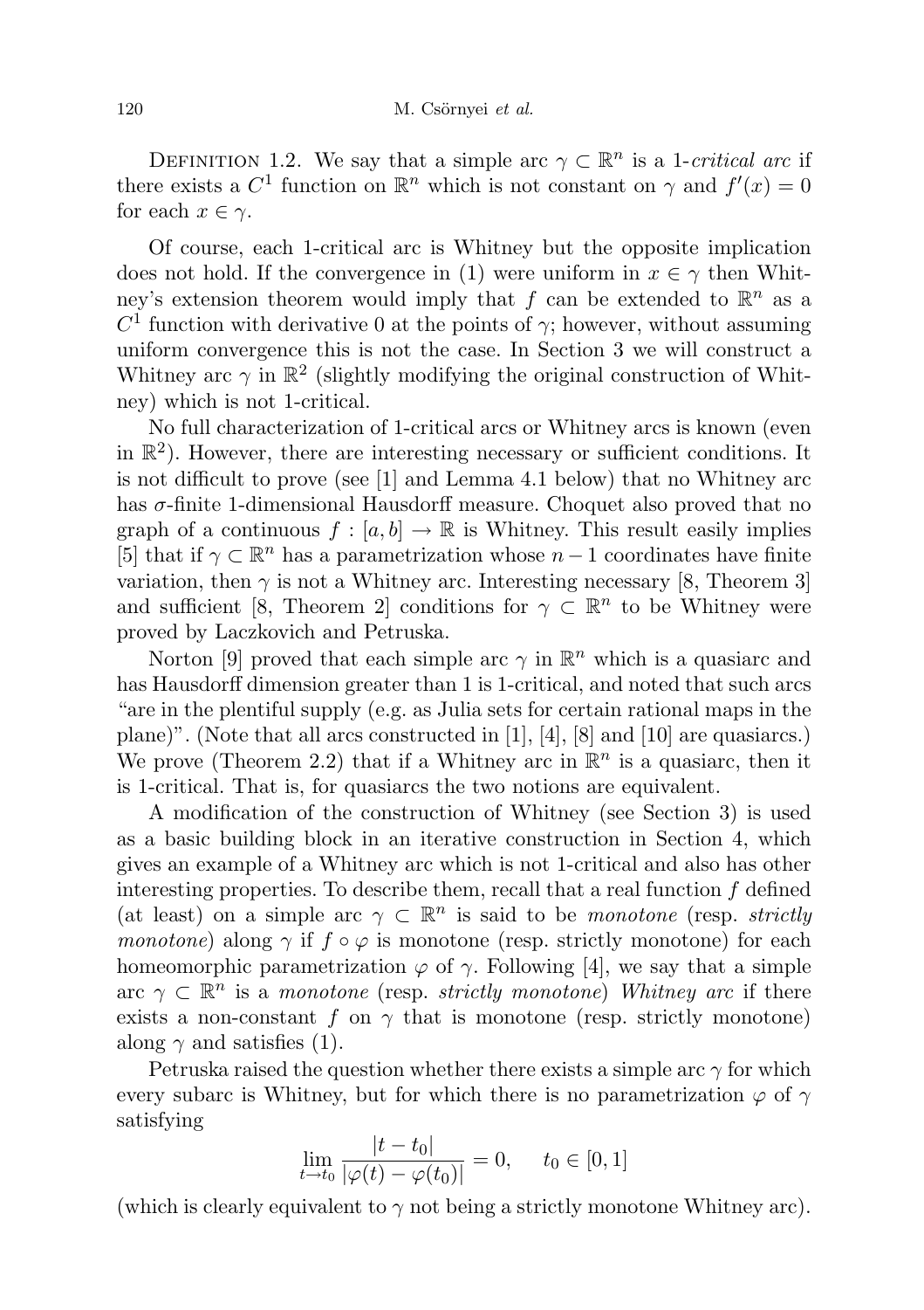DEFINITION 1.2. We say that a simple arc $\gamma \subset \mathbb{R}^n$ is a 1-*critical arc* if there exists a $C^1$ function on $\mathbb{R}^n$ which is not constant on $\gamma$ and $f'(x) = 0$ for each $x \in \gamma$.

Of course, each 1-critical arc is Whitney but the opposite implication does not hold. If the convergence in (1) were uniform in $x \in \gamma$ then Whitney's extension theorem would imply that $f$ can be extended to $\mathbb{R}^n$ as a $C^1$ function with derivative 0 at the points of $\gamma$; however, without assuming uniform convergence this is not the case. In Section 3 we will construct a Whitney arc $\gamma$ in $\mathbb{R}^2$ (slightly modifying the original construction of Whitney) which is not 1-critical.

No full characterization of 1-critical arcs or Whitney arcs is known (even in $\mathbb{R}^2$). However, there are interesting necessary or sufficient conditions. It is not difficult to prove (see [1] and Lemma 4.1 below) that no Whitney arc has $\sigma$-finite 1-dimensional Hausdorff measure. Choquet also proved that no graph of a continuous $f : [a, b] \to \mathbb{R}$ is Whitney. This result easily implies [5] that if $\gamma \subset \mathbb{R}^n$ has a parametrization whose $n - 1$ coordinates have finite variation, then $\gamma$ is not a Whitney arc. Interesting necessary [8, Theorem 3] and sufficient [8, Theorem 2] conditions for $\gamma \subset \mathbb{R}^n$ to be Whitney were proved by Laczkovich and Petruska.

Norton [9] proved that each simple arc $\gamma$ in $\mathbb{R}^n$ which is a quasiarc and has Hausdorff dimension greater than 1 is 1-critical, and noted that such arcs "are in the plentiful supply (e.g. as Julia sets for certain rational maps in the plane)". (Note that all arcs constructed in [1], [4], [8] and [10] are quasiarcs.) We prove (Theorem 2.2) that if a Whitney arc in $\mathbb{R}^n$ is a quasiarc, then it is 1-critical. That is, for quasiarcs the two notions are equivalent.

A modification of the construction of Whitney (see Section 3) is used as a basic building block in an iterative construction in Section 4, which gives an example of a Whitney arc which is not 1-critical and also has other interesting properties. To describe them, recall that a real function $f$ defined (at least) on a simple arc $\gamma \subset \mathbb{R}^n$ is said to be *monotone* (resp. *strictly monotone*) along $\gamma$ if $f \circ \varphi$ is monotone (resp. strictly monotone) for each homeomorphic parametrization $\varphi$ of $\gamma$. Following [4], we say that a simple arc $\gamma \subset \mathbb{R}^n$ is a *monotone* (resp. *strictly monotone*) *Whitney arc* if there exists a non-constant $f$ on $\gamma$ that is monotone (resp. strictly monotone) along $\gamma$ and satisfies (1).

Petruska raised the question whether there exists a simple arc $\gamma$ for which every subarc is Whitney, but for which there is no parametrization $\varphi$ of $\gamma$ satisfying

$$\lim_{t \to t_0} \frac{|t - t_0|}{|\varphi(t) - \varphi(t_0)|} = 0, \qquad t_0 \in [0, 1]$$

(which is clearly equivalent to $\gamma$ not being a strictly monotone Whitney arc).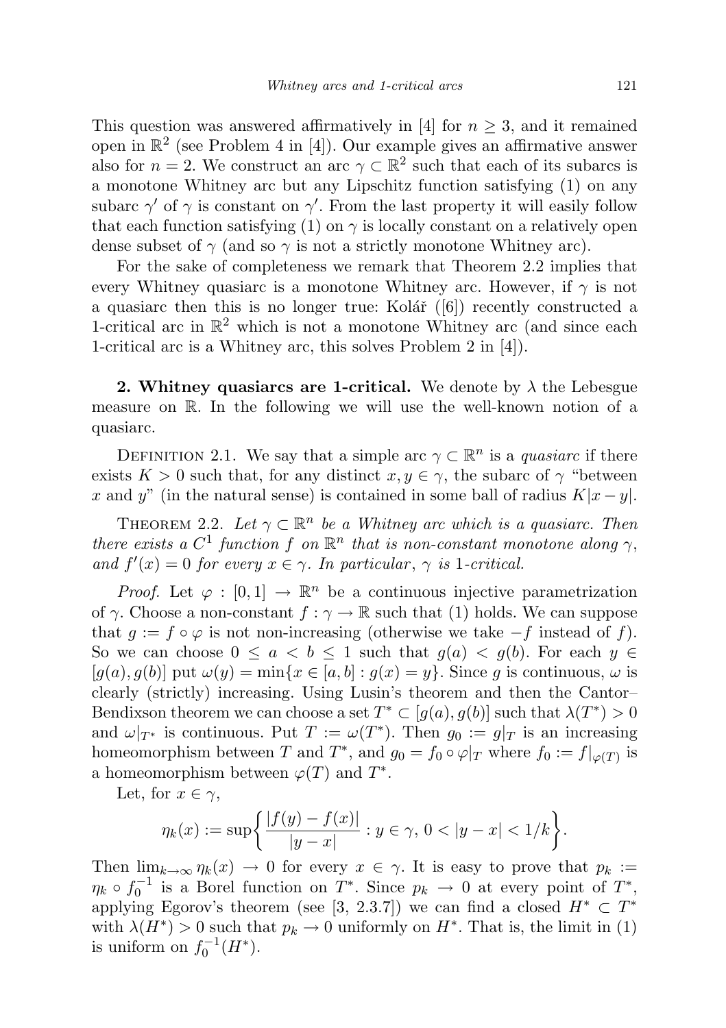This question was answered affirmatively in [4] for $n \geq 3$, and it remained open in $\mathbb{R}^2$ (see Problem 4 in [4]). Our example gives an affirmative answer also for $n = 2$. We construct an arc $\gamma \subset \mathbb{R}^2$ such that each of its subarcs is a monotone Whitney arc but any Lipschitz function satisfying (1) on any subarc $\gamma'$ of $\gamma$ is constant on $\gamma'$. From the last property it will easily follow that each function satisfying (1) on $\gamma$ is locally constant on a relatively open dense subset of $\gamma$ (and so $\gamma$ is not a strictly monotone Whitney arc).

For the sake of completeness we remark that Theorem 2.2 implies that every Whitney quasiarc is a monotone Whitney arc. However, if $\gamma$ is not a quasiarc then this is no longer true: Kolář ([6]) recently constructed a 1-critical arc in $\mathbb{R}^2$ which is not a monotone Whitney arc (and since each 1-critical arc is a Whitney arc, this solves Problem 2 in [4]).

**2. Whitney quasiarcs are 1-critical.** We denote by $\lambda$ the Lebesgue measure on $\mathbb{R}$. In the following we will use the well-known notion of a quasiarc.

Definition 2.1. We say that a simple arc $\gamma \subset \mathbb{R}^n$ is a *quasiarc* if there exists $K > 0$ such that, for any distinct $x, y \in \gamma$, the subarc of $\gamma$ "between $x$ and $y$" (in the natural sense) is contained in some ball of radius $K|x - y|$.

Theorem 2.2. *Let $\gamma \subset \mathbb{R}^n$ be a Whitney arc which is a quasiarc. Then there exists a $C^1$ function $f$ on $\mathbb{R}^n$ that is non-constant monotone along $\gamma$, and $f'(x) = 0$ for every $x \in \gamma$. In particular, $\gamma$ is 1-critical.*

*Proof.* Let $\varphi : [0,1] \to \mathbb{R}^n$ be a continuous injective parametrization of $\gamma$. Choose a non-constant $f : \gamma \to \mathbb{R}$ such that (1) holds. We can suppose that $g := f \circ \varphi$ is not non-increasing (otherwise we take $-f$ instead of $f$). So we can choose $0 \leq a < b \leq 1$ such that $g(a) < g(b)$. For each $y \in [g(a), g(b)]$ put $\omega(y) = \min\{x \in [a,b] : g(x) = y\}$. Since $g$ is continuous, $\omega$ is clearly (strictly) increasing. Using Lusin's theorem and then the Cantor–Bendixson theorem we can choose a set $T^* \subset [g(a), g(b)]$ such that $\lambda(T^*) > 0$ and $\omega|_{T^*}$ is continuous. Put $T := \omega(T^*)$. Then $g_0 := g|_T$ is an increasing homeomorphism between $T$ and $T^*$, and $g_0 = f_0 \circ \varphi|_T$ where $f_0 := f|_{\varphi(T)}$ is a homeomorphism between $\varphi(T)$ and $T^*$.

Let, for $x \in \gamma$,

$$\eta_k(x) := \sup\left\{ \frac{|f(y) - f(x)|}{|y - x|} : y \in \gamma,\ 0 < |y - x| < 1/k \right\}.$$

Then $\lim_{k\to\infty} \eta_k(x) \to 0$ for every $x \in \gamma$. It is easy to prove that $p_k := \eta_k \circ f_0^{-1}$ is a Borel function on $T^*$. Since $p_k \to 0$ at every point of $T^*$, applying Egorov's theorem (see [3, 2.3.7]) we can find a closed $H^* \subset T^*$ with $\lambda(H^*) > 0$ such that $p_k \to 0$ uniformly on $H^*$. That is, the limit in (1) is uniform on $f_0^{-1}(H^*)$.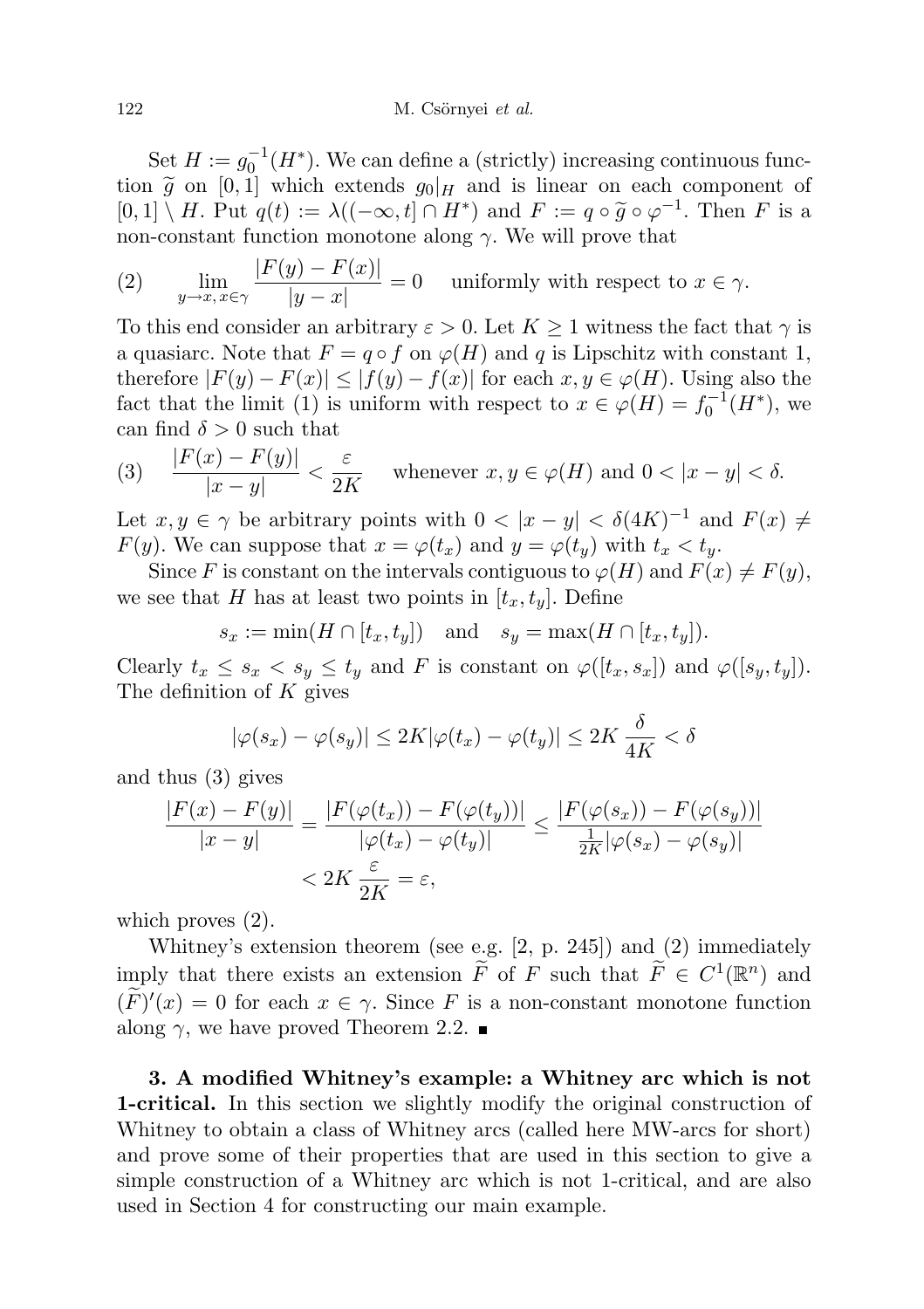Set $H := g_0^{-1}(H^*)$. We can define a (strictly) increasing continuous function $\widetilde{g}$ on $[0,1]$ which extends $g_0|_H$ and is linear on each component of $[0,1] \setminus H$. Put $q(t) := \lambda((-\infty, t] \cap H^*)$ and $F := q \circ \widetilde{g} \circ \varphi^{-1}$. Then $F$ is a non-constant function monotone along $\gamma$. We will prove that

$$(2) \qquad \lim_{y \to x,\, x \in \gamma} \frac{|F(y) - F(x)|}{|y - x|} = 0 \quad \text{uniformly with respect to } x \in \gamma.$$

To this end consider an arbitrary $\varepsilon > 0$. Let $K \geq 1$ witness the fact that $\gamma$ is a quasiarc. Note that $F = q \circ f$ on $\varphi(H)$ and $q$ is Lipschitz with constant 1, therefore $|F(y) - F(x)| \leq |f(y) - f(x)|$ for each $x, y \in \varphi(H)$. Using also the fact that the limit (1) is uniform with respect to $x \in \varphi(H) = f_0^{-1}(H^*)$, we can find $\delta > 0$ such that

$$(3) \quad \frac{|F(x) - F(y)|}{|x - y|} < \frac{\varepsilon}{2K} \quad \text{whenever } x, y \in \varphi(H) \text{ and } 0 < |x - y| < \delta.$$

Let $x, y \in \gamma$ be arbitrary points with $0 < |x - y| < \delta(4K)^{-1}$ and $F(x) \neq F(y)$. We can suppose that $x = \varphi(t_x)$ and $y = \varphi(t_y)$ with $t_x < t_y$.

Since $F$ is constant on the intervals contiguous to $\varphi(H)$ and $F(x) \neq F(y)$, we see that $H$ has at least two points in $[t_x, t_y]$. Define

$$s_x := \min(H \cap [t_x, t_y]) \quad \text{and} \quad s_y = \max(H \cap [t_x, t_y]).$$

Clearly $t_x \leq s_x < s_y \leq t_y$ and $F$ is constant on $\varphi([t_x, s_x])$ and $\varphi([s_y, t_y])$. The definition of $K$ gives

$$|\varphi(s_x) - \varphi(s_y)| \leq 2K|\varphi(t_x) - \varphi(t_y)| \leq 2K\, \frac{\delta}{4K} < \delta$$

and thus (3) gives

$$\frac{|F(x) - F(y)|}{|x - y|} = \frac{|F(\varphi(t_x)) - F(\varphi(t_y))|}{|\varphi(t_x) - \varphi(t_y)|} \leq \frac{|F(\varphi(s_x)) - F(\varphi(s_y))|}{\frac{1}{2K}|\varphi(s_x) - \varphi(s_y)|} < 2K\, \frac{\varepsilon}{2K} = \varepsilon,$$

which proves (2).

Whitney's extension theorem (see e.g. [2, p. 245]) and (2) immediately imply that there exists an extension $\widetilde{F}$ of $F$ such that $\widetilde{F} \in C^1(\mathbb{R}^n)$ and $(\widetilde{F})'(x) = 0$ for each $x \in \gamma$. Since $F$ is a non-constant monotone function along $\gamma$, we have proved Theorem 2.2. ∎

**3. A modified Whitney's example: a Whitney arc which is not 1-critical.** In this section we slightly modify the original construction of Whitney to obtain a class of Whitney arcs (called here MW-arcs for short) and prove some of their properties that are used in this section to give a simple construction of a Whitney arc which is not 1-critical, and are also used in Section 4 for constructing our main example.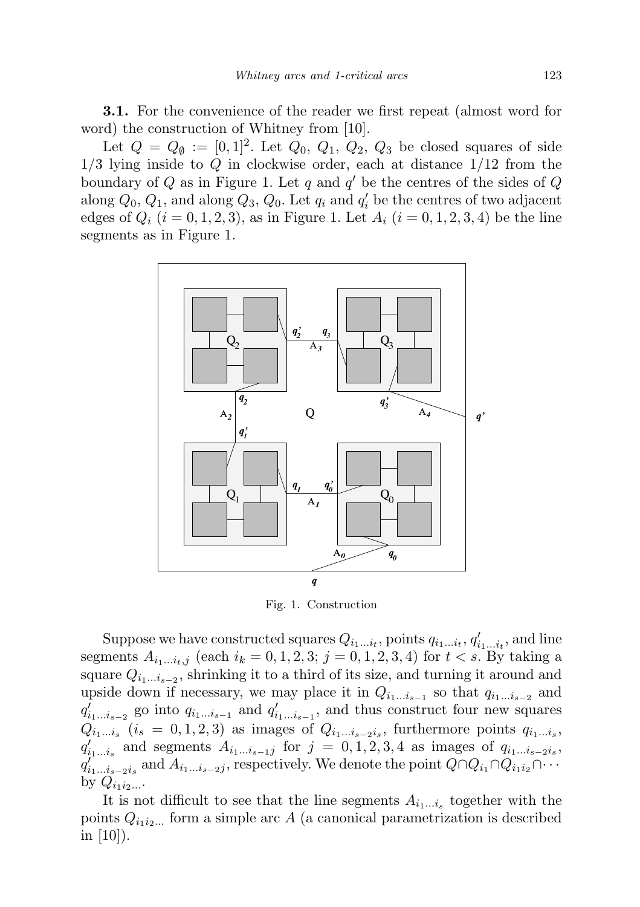**3.1.** For the convenience of the reader we first repeat (almost word for word) the construction of Whitney from [10].

Let $Q = Q_\emptyset := [0,1]^2$. Let $Q_0$, $Q_1$, $Q_2$, $Q_3$ be closed squares of side $1/3$ lying inside to $Q$ in clockwise order, each at distance $1/12$ from the boundary of $Q$ as in Figure 1. Let $q$ and $q'$ be the centres of the sides of $Q$ along $Q_0$, $Q_1$, and along $Q_3$, $Q_0$. Let $q_i$ and $q'_i$ be the centres of two adjacent edges of $Q_i$ ($i = 0,1,2,3$), as in Figure 1. Let $A_i$ ($i = 0,1,2,3,4$) be the line segments as in Figure 1.

Fig. 1. Construction

Suppose we have constructed squares $Q_{i_1\ldots i_t}$, points $q_{i_1\ldots i_t}$, $q'_{i_1\ldots i_t}$, and line segments $A_{i_1\ldots i_t,j}$ (each $i_k = 0,1,2,3$; $j = 0,1,2,3,4$) for $t < s$. By taking a square $Q_{i_1\ldots i_{s-2}}$, shrinking it to a third of its size, and turning it around and upside down if necessary, we may place it in $Q_{i_1\ldots i_{s-1}}$ so that $q_{i_1\ldots i_{s-2}}$ and $q'_{i_1\ldots i_{s-2}}$ go into $q_{i_1\ldots i_{s-1}}$ and $q'_{i_1\ldots i_{s-1}}$, and thus construct four new squares $Q_{i_1\ldots i_s}$ ($i_s = 0,1,2,3$) as images of $Q_{i_1\ldots i_{s-2}i_s}$, furthermore points $q_{i_1\ldots i_s}$, $q'_{i_1\ldots i_s}$ and segments $A_{i_1\ldots i_{s-1}j}$ for $j = 0,1,2,3,4$ as images of $q_{i_1\ldots i_{s-2}i_s}$, $q'_{i_1\ldots i_{s-2}i_s}$ and $A_{i_1\ldots i_{s-2}j}$, respectively. We denote the point $Q \cap Q_{i_1} \cap Q_{i_1 i_2} \cap \cdots$ by $Q_{i_1 i_2 \ldots}$.

It is not difficult to see that the line segments $A_{i_1\ldots i_s}$ together with the points $Q_{i_1 i_2 \ldots}$ form a simple arc $A$ (a canonical parametrization is described in [10]).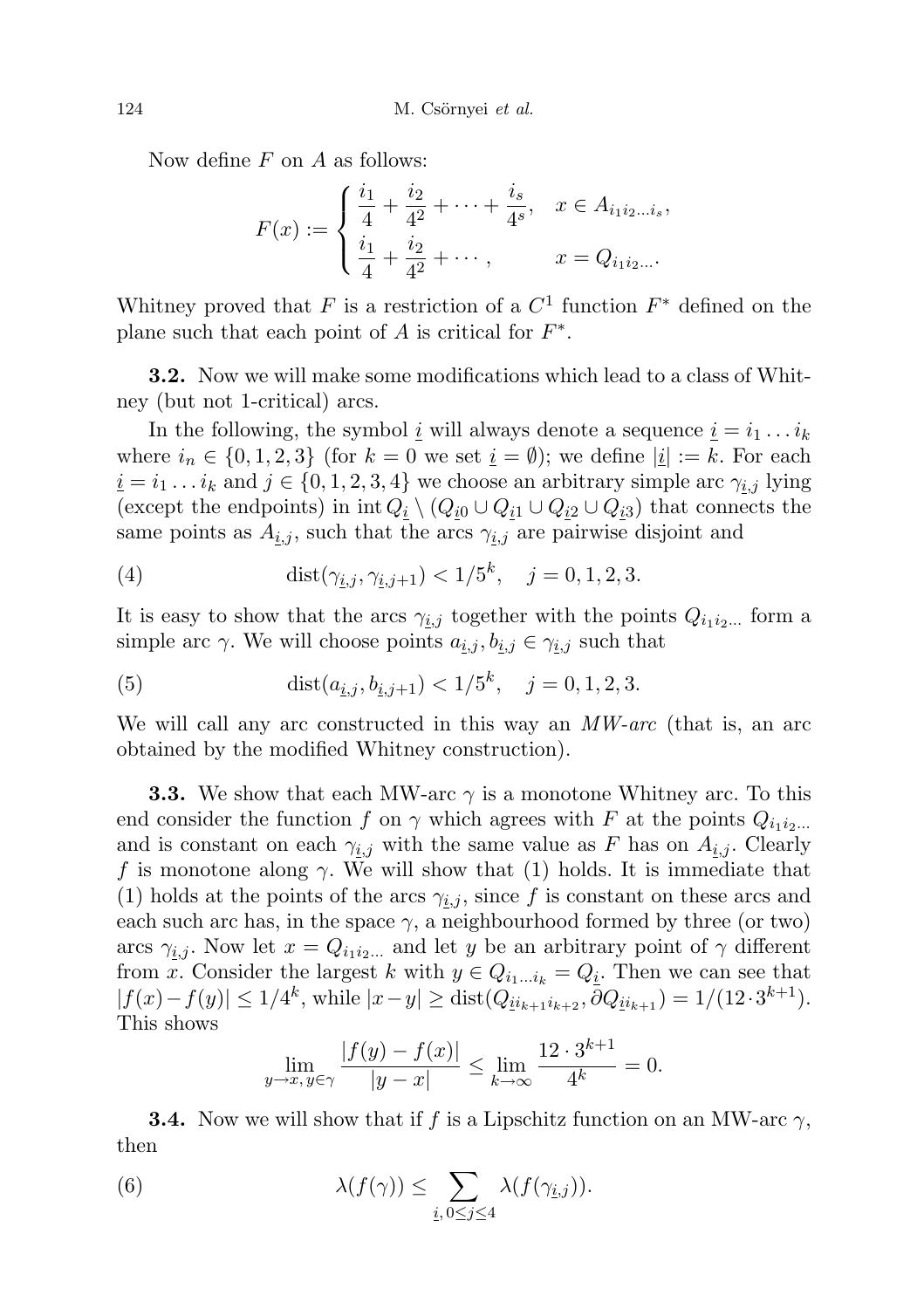Now define $F$ on $A$ as follows:

$$F(x) := \begin{cases} \dfrac{i_1}{4} + \dfrac{i_2}{4^2} + \cdots + \dfrac{i_s}{4^s}, & x \in A_{i_1 i_2 \ldots i_s}, \\ \dfrac{i_1}{4} + \dfrac{i_2}{4^2} + \cdots, & x = Q_{i_1 i_2 \ldots}. \end{cases}$$

Whitney proved that $F$ is a restriction of a $C^1$ function $F^*$ defined on the plane such that each point of $A$ is critical for $F^*$.

**3.2.** Now we will make some modifications which lead to a class of Whitney (but not 1-critical) arcs.

In the following, the symbol $\underline{i}$ will always denote a sequence $\underline{i} = i_1 \ldots i_k$ where $i_n \in \{0,1,2,3\}$ (for $k = 0$ we set $\underline{i} = \emptyset$); we define $|\underline{i}| := k$. For each $\underline{i} = i_1 \ldots i_k$ and $j \in \{0,1,2,3,4\}$ we choose an arbitrary simple arc $\gamma_{\underline{i},j}$ lying (except the endpoints) in $\operatorname{int} Q_{\underline{i}} \setminus (Q_{\underline{i}0} \cup Q_{\underline{i}1} \cup Q_{\underline{i}2} \cup Q_{\underline{i}3})$ that connects the same points as $A_{\underline{i},j}$, such that the arcs $\gamma_{\underline{i},j}$ are pairwise disjoint and

$$\operatorname{dist}(\gamma_{\underline{i},j}, \gamma_{\underline{i},j+1}) < 1/5^k, \quad j = 0,1,2,3. \tag{4}$$

It is easy to show that the arcs $\gamma_{\underline{i},j}$ together with the points $Q_{i_1 i_2 \ldots}$ form a simple arc $\gamma$. We will choose points $a_{\underline{i},j}, b_{\underline{i},j} \in \gamma_{\underline{i},j}$ such that

$$\operatorname{dist}(a_{\underline{i},j}, b_{\underline{i},j+1}) < 1/5^k, \quad j = 0,1,2,3. \tag{5}$$

We will call any arc constructed in this way an *MW-arc* (that is, an arc obtained by the modified Whitney construction).

**3.3.** We show that each MW-arc $\gamma$ is a monotone Whitney arc. To this end consider the function $f$ on $\gamma$ which agrees with $F$ at the points $Q_{i_1 i_2 \ldots}$ and is constant on each $\gamma_{\underline{i},j}$ with the same value as $F$ has on $A_{\underline{i},j}$. Clearly $f$ is monotone along $\gamma$. We will show that (1) holds. It is immediate that (1) holds at the points of the arcs $\gamma_{\underline{i},j}$, since $f$ is constant on these arcs and each such arc has, in the space $\gamma$, a neighbourhood formed by three (or two) arcs $\gamma_{\underline{i},j}$. Now let $x = Q_{i_1 i_2 \ldots}$ and let $y$ be an arbitrary point of $\gamma$ different from $x$. Consider the largest $k$ with $y \in Q_{i_1 \ldots i_k} = Q_{\underline{i}}$. Then we can see that $|f(x) - f(y)| \le 1/4^k$, while $|x - y| \ge \operatorname{dist}(Q_{\underline{i}i_{k+1}i_{k+2}}, \partial Q_{\underline{i}i_{k+1}}) = 1/(12 \cdot 3^{k+1})$. This shows

$$\lim_{y \to x,\, y \in \gamma} \frac{|f(y) - f(x)|}{|y - x|} \le \lim_{k \to \infty} \frac{12 \cdot 3^{k+1}}{4^k} = 0.$$

**3.4.** Now we will show that if $f$ is a Lipschitz function on an MW-arc $\gamma$, then

$$\lambda(f(\gamma)) \le \sum_{\underline{i},\, 0 \le j \le 4} \lambda(f(\gamma_{\underline{i},j})). \tag{6}$$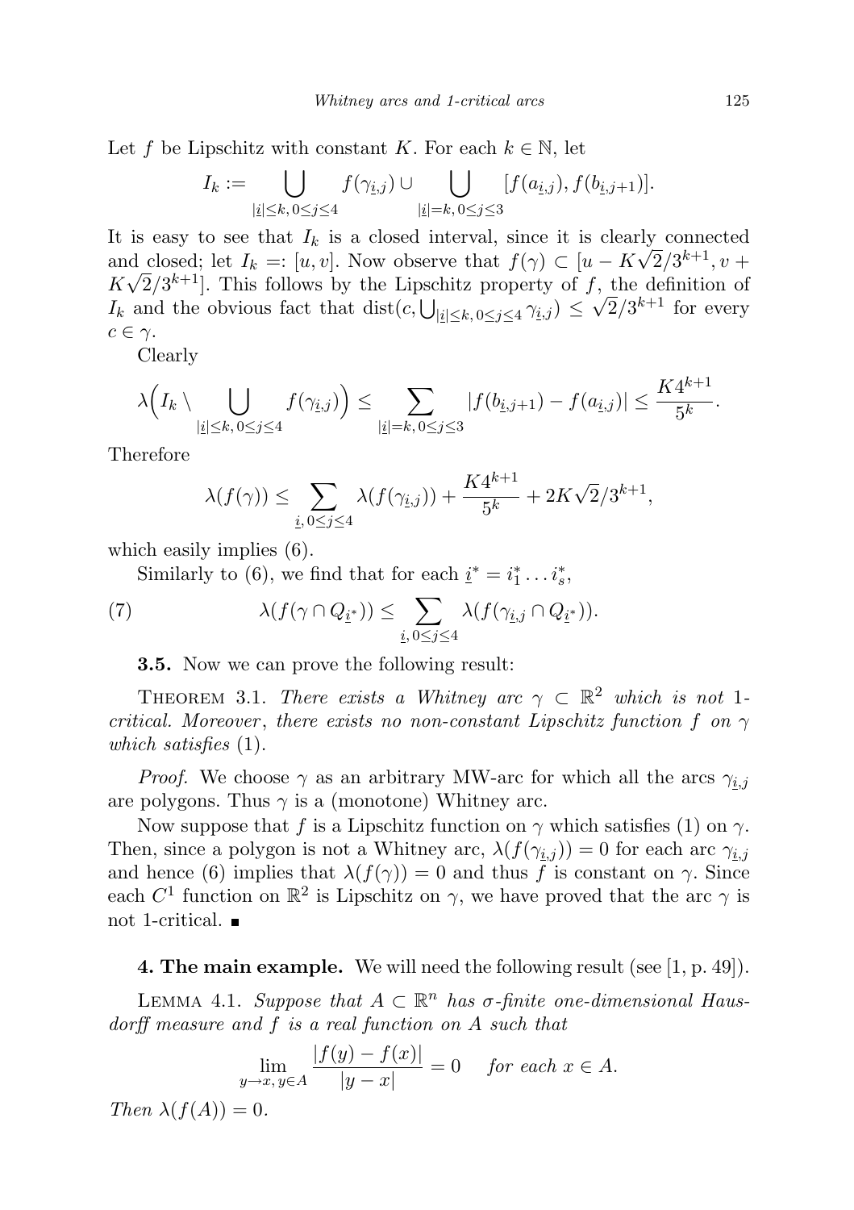Let $f$ be Lipschitz with constant $K$. For each $k \in \mathbb{N}$, let

$$I_k := \bigcup_{|\underline{i}| \le k,\, 0 \le j \le 4} f(\gamma_{\underline{i},j}) \cup \bigcup_{|\underline{i}| = k,\, 0 \le j \le 3} [f(a_{\underline{i},j}), f(b_{\underline{i},j+1})].$$

It is easy to see that $I_k$ is a closed interval, since it is clearly connected and closed; let $I_k =: [u, v]$. Now observe that $f(\gamma) \subset [u - K\sqrt{2}/3^{k+1}, v + K\sqrt{2}/3^{k+1}]$. This follows by the Lipschitz property of $f$, the definition of $I_k$ and the obvious fact that $\operatorname{dist}(c, \bigcup_{|\underline{i}| \le k,\, 0 \le j \le 4} \gamma_{\underline{i},j}) \le \sqrt{2}/3^{k+1}$ for every $c \in \gamma$.

Clearly

$$\lambda\Big(I_k \setminus \bigcup_{|\underline{i}| \le k,\, 0 \le j \le 4} f(\gamma_{\underline{i},j})\Big) \le \sum_{|\underline{i}| = k,\, 0 \le j \le 3} |f(b_{\underline{i},j+1}) - f(a_{\underline{i},j})| \le \frac{K 4^{k+1}}{5^k}.$$

Therefore

$$\lambda(f(\gamma)) \le \sum_{\underline{i},\, 0 \le j \le 4} \lambda(f(\gamma_{\underline{i},j})) + \frac{K 4^{k+1}}{5^k} + 2K\sqrt{2}/3^{k+1},$$

which easily implies (6).

Similarly to (6), we find that for each $\underline{i}^* = i_1^* \ldots i_s^*$,

$$\lambda(f(\gamma \cap Q_{\underline{i}^*})) \le \sum_{\underline{i},\, 0 \le j \le 4} \lambda(f(\gamma_{\underline{i},j} \cap Q_{\underline{i}^*})). \tag{7}$$

**3.5.** Now we can prove the following result:

Theorem 3.1. *There exists a Whitney arc $\gamma \subset \mathbb{R}^2$ which is not 1-critical. Moreover, there exists no non-constant Lipschitz function $f$ on $\gamma$ which satisfies* (1).

*Proof.* We choose $\gamma$ as an arbitrary MW-arc for which all the arcs $\gamma_{\underline{i},j}$ are polygons. Thus $\gamma$ is a (monotone) Whitney arc.

Now suppose that $f$ is a Lipschitz function on $\gamma$ which satisfies (1) on $\gamma$. Then, since a polygon is not a Whitney arc, $\lambda(f(\gamma_{\underline{i},j})) = 0$ for each arc $\gamma_{\underline{i},j}$ and hence (6) implies that $\lambda(f(\gamma)) = 0$ and thus $f$ is constant on $\gamma$. Since each $C^1$ function on $\mathbb{R}^2$ is Lipschitz on $\gamma$, we have proved that the arc $\gamma$ is not 1-critical. ∎

**4. The main example.** We will need the following result (see [1, p. 49]).

Lemma 4.1. *Suppose that $A \subset \mathbb{R}^n$ has $\sigma$-finite one-dimensional Hausdorff measure and $f$ is a real function on $A$ such that*

$$\lim_{y \to x,\, y \in A} \frac{|f(y) - f(x)|}{|y - x|} = 0 \quad \textit{for each } x \in A.$$

*Then $\lambda(f(A)) = 0$.*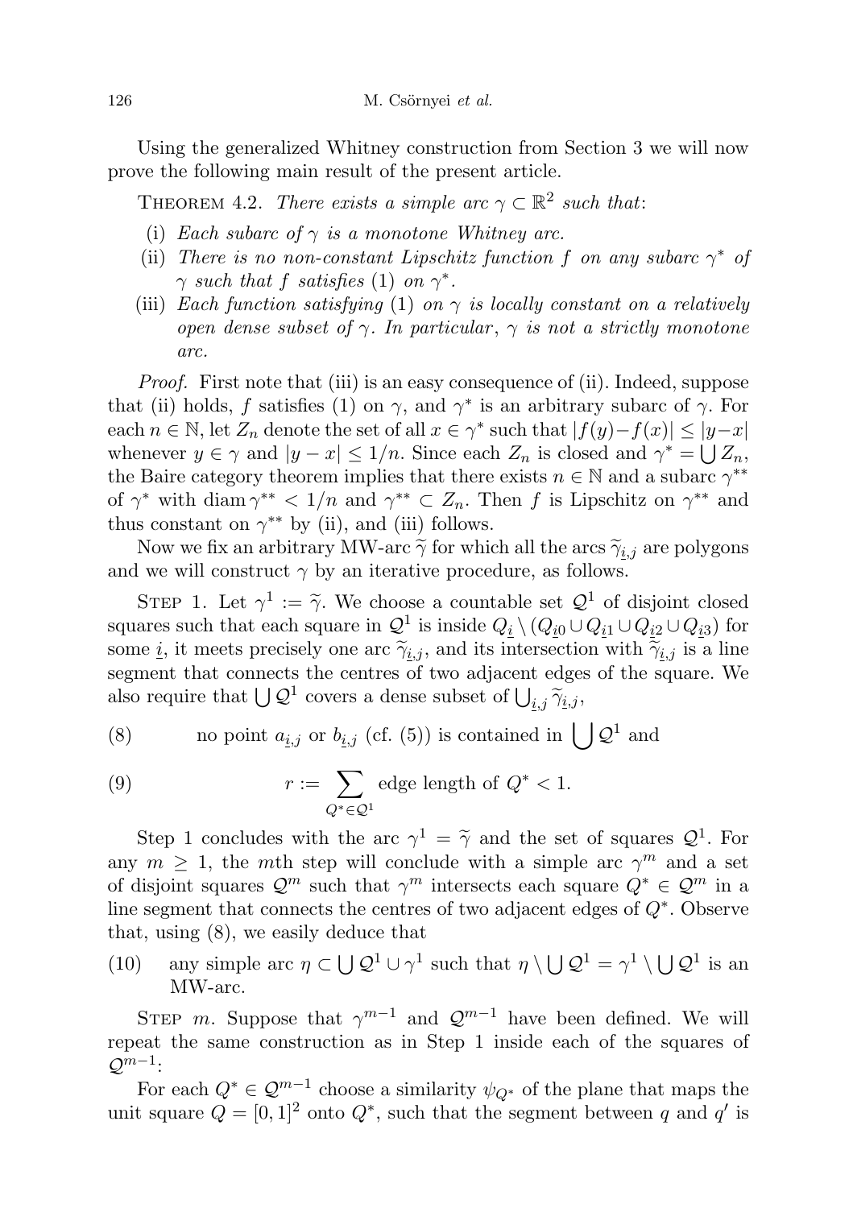Using the generalized Whitney construction from Section 3 we will now prove the following main result of the present article.

THEOREM 4.2. *There exists a simple arc $\gamma \subset \mathbb{R}^2$ such that*:

1. *Each subarc of $\gamma$ is a monotone Whitney arc.*
2. *There is no non-constant Lipschitz function $f$ on any subarc $\gamma^*$ of $\gamma$ such that $f$ satisfies* (1) *on $\gamma^*$.*
3. *Each function satisfying* (1) *on $\gamma$ is locally constant on a relatively open dense subset of $\gamma$. In particular*, *$\gamma$ is not a strictly monotone arc.*

*Proof.* First note that (iii) is an easy consequence of (ii). Indeed, suppose that (ii) holds, $f$ satisfies (1) on $\gamma$, and $\gamma^*$ is an arbitrary subarc of $\gamma$. For each $n \in \mathbb{N}$, let $Z_n$ denote the set of all $x \in \gamma^*$ such that $|f(y)-f(x)| \le |y-x|$ whenever $y \in \gamma$ and $|y-x| \le 1/n$. Since each $Z_n$ is closed and $\gamma^* = \bigcup Z_n$, the Baire category theorem implies that there exists $n \in \mathbb{N}$ and a subarc $\gamma^{**}$ of $\gamma^*$ with $\operatorname{diam} \gamma^{**} < 1/n$ and $\gamma^{**} \subset Z_n$. Then $f$ is Lipschitz on $\gamma^{**}$ and thus constant on $\gamma^{**}$ by (ii), and (iii) follows.

Now we fix an arbitrary MW-arc $\widetilde{\gamma}$ for which all the arcs $\widetilde{\gamma}_{\underline{i},j}$ are polygons and we will construct $\gamma$ by an iterative procedure, as follows.

STEP 1. Let $\gamma^1 := \widetilde{\gamma}$. We choose a countable set $\mathcal{Q}^1$ of disjoint closed squares such that each square in $\mathcal{Q}^1$ is inside $Q_{\underline{i}} \setminus (Q_{\underline{i}0} \cup Q_{\underline{i}1} \cup Q_{\underline{i}2} \cup Q_{\underline{i}3})$ for some $\underline{i}$, it meets precisely one arc $\widetilde{\gamma}_{\underline{i},j}$, and its intersection with $\widetilde{\gamma}_{\underline{i},j}$ is a line segment that connects the centres of two adjacent edges of the square. We also require that $\bigcup \mathcal{Q}^1$ covers a dense subset of $\bigcup_{\underline{i},j} \widetilde{\gamma}_{\underline{i},j}$,

$$\text{no point } a_{\underline{i},j} \text{ or } b_{\underline{i},j} \text{ (cf. (5)) is contained in } \bigcup \mathcal{Q}^1 \text{ and} \tag{8}$$

$$r := \sum_{Q^* \in \mathcal{Q}^1} \text{edge length of } Q^* < 1. \tag{9}$$

Step 1 concludes with the arc $\gamma^1 = \widetilde{\gamma}$ and the set of squares $\mathcal{Q}^1$. For any $m \ge 1$, the $m$th step will conclude with a simple arc $\gamma^m$ and a set of disjoint squares $\mathcal{Q}^m$ such that $\gamma^m$ intersects each square $Q^* \in \mathcal{Q}^m$ in a line segment that connects the centres of two adjacent edges of $Q^*$. Observe that, using (8), we easily deduce that

(10) any simple arc $\eta \subset \bigcup \mathcal{Q}^1 \cup \gamma^1$ such that $\eta \setminus \bigcup \mathcal{Q}^1 = \gamma^1 \setminus \bigcup \mathcal{Q}^1$ is an MW-arc.

STEP $m$. Suppose that $\gamma^{m-1}$ and $\mathcal{Q}^{m-1}$ have been defined. We will repeat the same construction as in Step 1 inside each of the squares of $\mathcal{Q}^{m-1}$:

For each $Q^* \in \mathcal{Q}^{m-1}$ choose a similarity $\psi_{Q^*}$ of the plane that maps the unit square $Q = [0,1]^2$ onto $Q^*$, such that the segment between $q$ and $q'$ is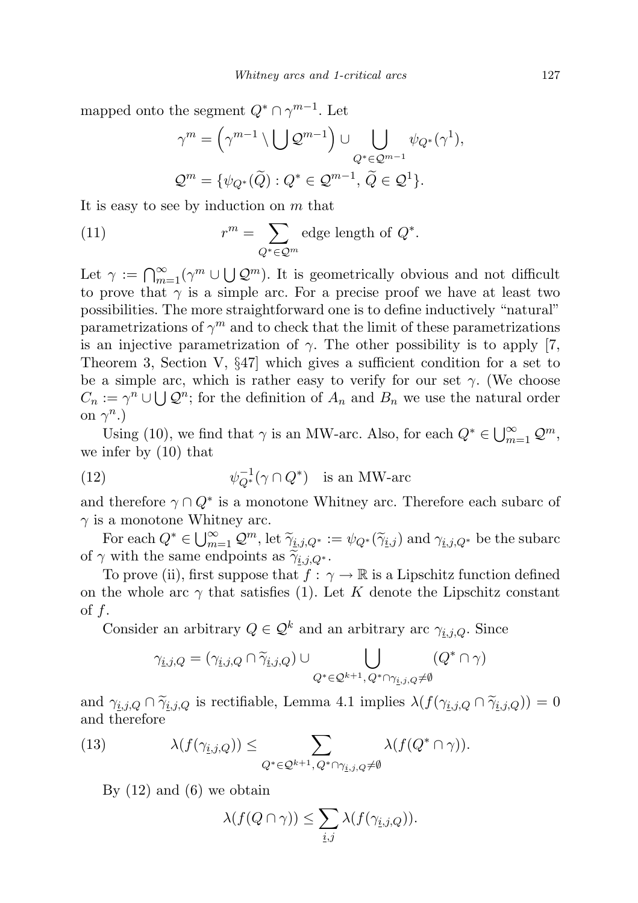mapped onto the segment $Q^* \cap \gamma^{m-1}$. Let

$$\gamma^m = \Big(\gamma^{m-1} \setminus \bigcup \mathcal{Q}^{m-1}\Big) \cup \bigcup_{Q^* \in \mathcal{Q}^{m-1}} \psi_{Q^*}(\gamma^1),$$

$$\mathcal{Q}^m = \{\psi_{Q^*}(\widetilde{Q}) : Q^* \in \mathcal{Q}^{m-1},\, \widetilde{Q} \in \mathcal{Q}^1\}.$$

It is easy to see by induction on $m$ that

$$r^m = \sum_{Q^* \in \mathcal{Q}^m} \text{edge length of } Q^*. \tag{11}$$

Let $\gamma := \bigcap_{m=1}^{\infty}(\gamma^m \cup \bigcup \mathcal{Q}^m)$. It is geometrically obvious and not difficult to prove that $\gamma$ is a simple arc. For a precise proof we have at least two possibilities. The more straightforward one is to define inductively "natural" parametrizations of $\gamma^m$ and to check that the limit of these parametrizations is an injective parametrization of $\gamma$. The other possibility is to apply [7, Theorem 3, Section V, §47] which gives a sufficient condition for a set to be a simple arc, which is rather easy to verify for our set $\gamma$. (We choose $C_n := \gamma^n \cup \bigcup \mathcal{Q}^n$; for the definition of $A_n$ and $B_n$ we use the natural order on $\gamma^n$.)

Using (10), we find that $\gamma$ is an MW-arc. Also, for each $Q^* \in \bigcup_{m=1}^{\infty} \mathcal{Q}^m$, we infer by (10) that

$$\psi_{Q^*}^{-1}(\gamma \cap Q^*) \quad \text{is an MW-arc} \tag{12}$$

and therefore $\gamma \cap Q^*$ is a monotone Whitney arc. Therefore each subarc of $\gamma$ is a monotone Whitney arc.

For each $Q^* \in \bigcup_{m=1}^{\infty} \mathcal{Q}^m$, let $\widetilde{\gamma}_{\underline{i},j,Q^*} := \psi_{Q^*}(\widetilde{\gamma}_{\underline{i},j})$ and $\gamma_{\underline{i},j,Q^*}$ be the subarc of $\gamma$ with the same endpoints as $\widetilde{\gamma}_{\underline{i},j,Q^*}$.

To prove (ii), first suppose that $f : \gamma \to \mathbb{R}$ is a Lipschitz function defined on the whole arc $\gamma$ that satisfies (1). Let $K$ denote the Lipschitz constant of $f$.

Consider an arbitrary $Q \in \mathcal{Q}^k$ and an arbitrary arc $\gamma_{\underline{i},j,Q}$. Since

$$\gamma_{\underline{i},j,Q} = (\gamma_{\underline{i},j,Q} \cap \widetilde{\gamma}_{\underline{i},j,Q}) \cup \bigcup_{Q^* \in \mathcal{Q}^{k+1},\, Q^* \cap \gamma_{\underline{i},j,Q} \neq \emptyset} (Q^* \cap \gamma)$$

and $\gamma_{\underline{i},j,Q} \cap \widetilde{\gamma}_{\underline{i},j,Q}$ is rectifiable, Lemma 4.1 implies $\lambda(f(\gamma_{\underline{i},j,Q} \cap \widetilde{\gamma}_{\underline{i},j,Q})) = 0$ and therefore

$$\lambda(f(\gamma_{\underline{i},j,Q})) \le \sum_{Q^* \in \mathcal{Q}^{k+1},\, Q^* \cap \gamma_{\underline{i},j,Q} \neq \emptyset} \lambda(f(Q^* \cap \gamma)). \tag{13}$$

By (12) and (6) we obtain

$$\lambda(f(Q \cap \gamma)) \le \sum_{\underline{i},j} \lambda(f(\gamma_{\underline{i},j,Q})).$$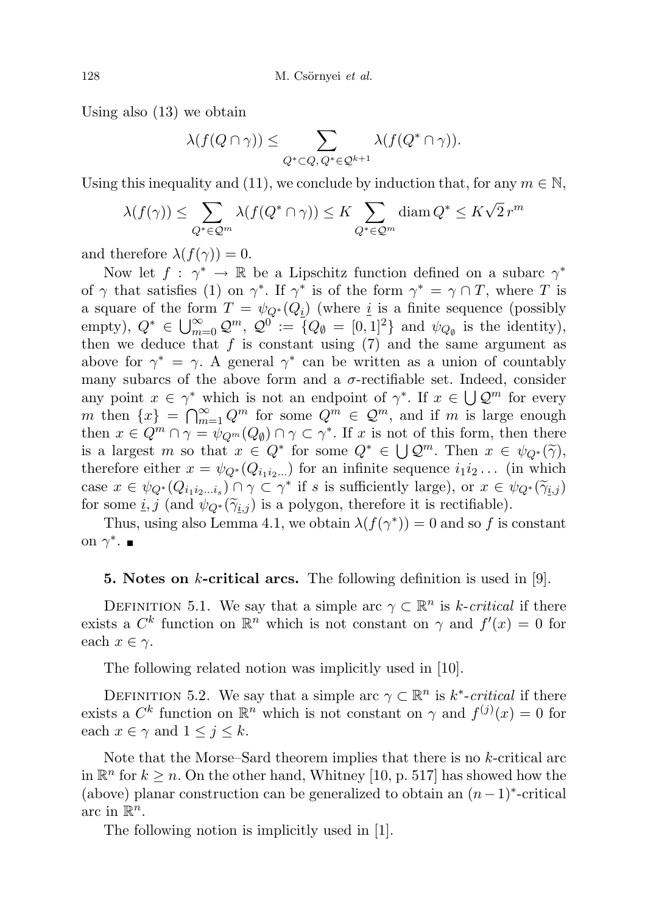Using also (13) we obtain

$$\lambda(f(Q \cap \gamma)) \le \sum_{Q^* \subset Q,\, Q^* \in \mathcal{Q}^{k+1}} \lambda(f(Q^* \cap \gamma)).$$

Using this inequality and (11), we conclude by induction that, for any $m \in \mathbb{N}$,

$$\lambda(f(\gamma)) \le \sum_{Q^* \in \mathcal{Q}^m} \lambda(f(Q^* \cap \gamma)) \le K \sum_{Q^* \in \mathcal{Q}^m} \operatorname{diam} Q^* \le K\sqrt{2}\, r^m$$

and therefore $\lambda(f(\gamma)) = 0$.

Now let $f : \gamma^* \to \mathbb{R}$ be a Lipschitz function defined on a subarc $\gamma^*$ of $\gamma$ that satisfies (1) on $\gamma^*$. If $\gamma^*$ is of the form $\gamma^* = \gamma \cap T$, where $T$ is a square of the form $T = \psi_{Q^*}(Q_{\underline{i}})$ (where $\underline{i}$ is a finite sequence (possibly empty), $Q^* \in \bigcup_{m=0}^{\infty} \mathcal{Q}^m$, $\mathcal{Q}^0 := \{Q_\emptyset = [0,1]^2\}$ and $\psi_{Q_\emptyset}$ is the identity), then we deduce that $f$ is constant using (7) and the same argument as above for $\gamma^* = \gamma$. A general $\gamma^*$ can be written as a union of countably many subarcs of the above form and a $\sigma$-rectifiable set. Indeed, consider any point $x \in \gamma^*$ which is not an endpoint of $\gamma^*$. If $x \in \bigcup \mathcal{Q}^m$ for every $m$ then $\{x\} = \bigcap_{m=1}^{\infty} Q^m$ for some $Q^m \in \mathcal{Q}^m$, and if $m$ is large enough then $x \in Q^m \cap \gamma = \psi_{Q^m}(Q_\emptyset) \cap \gamma \subset \gamma^*$. If $x$ is not of this form, then there is a largest $m$ so that $x \in Q^*$ for some $Q^* \in \bigcup \mathcal{Q}^m$. Then $x \in \psi_{Q^*}(\widetilde{\gamma})$, therefore either $x = \psi_{Q^*}(Q_{i_1 i_2 \ldots})$ for an infinite sequence $i_1 i_2 \ldots$ (in which case $x \in \psi_{Q^*}(Q_{i_1 i_2 \ldots i_s}) \cap \gamma \subset \gamma^*$ if $s$ is sufficiently large), or $x \in \psi_{Q^*}(\widetilde{\gamma}_{\underline{i},j})$ for some $\underline{i}, j$ (and $\psi_{Q^*}(\widetilde{\gamma}_{\underline{i},j})$ is a polygon, therefore it is rectifiable).

Thus, using also Lemma 4.1, we obtain $\lambda(f(\gamma^*)) = 0$ and so $f$ is constant on $\gamma^*$. ∎

**5. Notes on $k$-critical arcs.** The following definition is used in [9].

Definition 5.1. We say that a simple arc $\gamma \subset \mathbb{R}^n$ is *$k$-critical* if there exists a $C^k$ function on $\mathbb{R}^n$ which is not constant on $\gamma$ and $f'(x) = 0$ for each $x \in \gamma$.

The following related notion was implicitly used in [10].

Definition 5.2. We say that a simple arc $\gamma \subset \mathbb{R}^n$ is *$k^*$-critical* if there exists a $C^k$ function on $\mathbb{R}^n$ which is not constant on $\gamma$ and $f^{(j)}(x) = 0$ for each $x \in \gamma$ and $1 \le j \le k$.

Note that the Morse–Sard theorem implies that there is no $k$-critical arc in $\mathbb{R}^n$ for $k \ge n$. On the other hand, Whitney [10, p. 517] has showed how the (above) planar construction can be generalized to obtain an $(n-1)^*$-critical arc in $\mathbb{R}^n$.

The following notion is implicitly used in [1].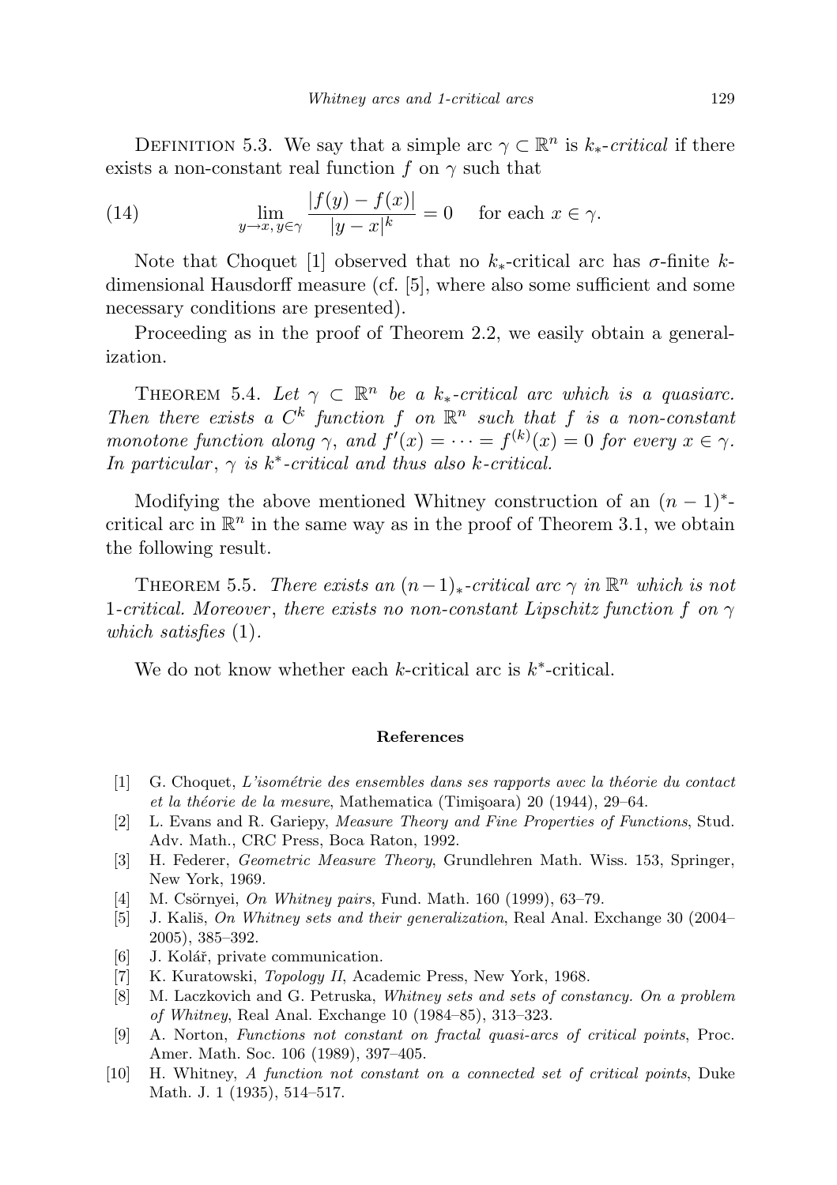Definition 5.3. We say that a simple arc $\gamma \subset \mathbb{R}^n$ is $k_*$*-critical* if there exists a non-constant real function $f$ on $\gamma$ such that

$$\lim_{y \to x,\, y \in \gamma} \frac{|f(y) - f(x)|}{|y - x|^k} = 0 \quad \text{for each } x \in \gamma. \tag{14}$$

Note that Choquet [1] observed that no $k_*$-critical arc has $\sigma$-finite $k$-dimensional Hausdorff measure (cf. [5], where also some sufficient and some necessary conditions are presented).

Proceeding as in the proof of Theorem 2.2, we easily obtain a generalization.

Theorem 5.4. *Let $\gamma \subset \mathbb{R}^n$ be a $k_*$-critical arc which is a quasiarc. Then there exists a $C^k$ function $f$ on $\mathbb{R}^n$ such that $f$ is a non-constant monotone function along $\gamma$, and $f'(x) = \cdots = f^{(k)}(x) = 0$ for every $x \in \gamma$. In particular, $\gamma$ is $k^*$-critical and thus also $k$-critical.*

Modifying the above mentioned Whitney construction of an $(n-1)^*$-critical arc in $\mathbb{R}^n$ in the same way as in the proof of Theorem 3.1, we obtain the following result.

Theorem 5.5. *There exists an $(n-1)_*$-critical arc $\gamma$ in $\mathbb{R}^n$ which is not 1-critical. Moreover, there exists no non-constant Lipschitz function $f$ on $\gamma$ which satisfies* (1).

We do not know whether each $k$-critical arc is $k^*$-critical.

## References

[1] G. Choquet, *L'isométrie des ensembles dans ses rapports avec la théorie du contact et la théorie de la mesure*, Mathematica (Timişoara) 20 (1944), 29–64.

[2] L. Evans and R. Gariepy, *Measure Theory and Fine Properties of Functions*, Stud. Adv. Math., CRC Press, Boca Raton, 1992.

[3] H. Federer, *Geometric Measure Theory*, Grundlehren Math. Wiss. 153, Springer, New York, 1969.

[4] M. Csörnyei, *On Whitney pairs*, Fund. Math. 160 (1999), 63–79.

[5] J. Kališ, *On Whitney sets and their generalization*, Real Anal. Exchange 30 (2004–2005), 385–392.

[6] J. Kolář, private communication.

[7] K. Kuratowski, *Topology II*, Academic Press, New York, 1968.

[8] M. Laczkovich and G. Petruska, *Whitney sets and sets of constancy. On a problem of Whitney*, Real Anal. Exchange 10 (1984–85), 313–323.

[9] A. Norton, *Functions not constant on fractal quasi-arcs of critical points*, Proc. Amer. Math. Soc. 106 (1989), 397–405.

[10] H. Whitney, *A function not constant on a connected set of critical points*, Duke Math. J. 1 (1935), 514–517.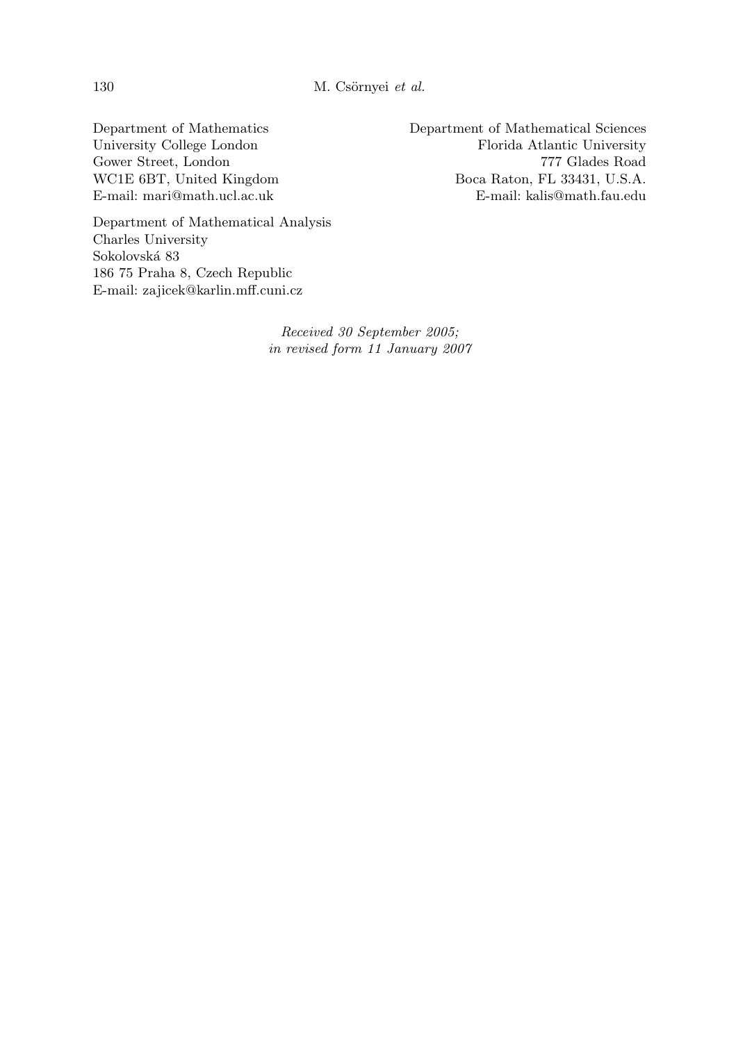Department of Mathematics
University College London
Gower Street, London
WC1E 6BT, United Kingdom
E-mail: mari@math.ucl.ac.uk

Department of Mathematical Sciences
Florida Atlantic University
777 Glades Road
Boca Raton, FL 33431, U.S.A.
E-mail: kalis@math.fau.edu

Department of Mathematical Analysis
Charles University
Sokolovská 83
186 75 Praha 8, Czech Republic
E-mail: zajicek@karlin.mff.cuni.cz

*Received 30 September 2005;*
*in revised form 11 January 2007*